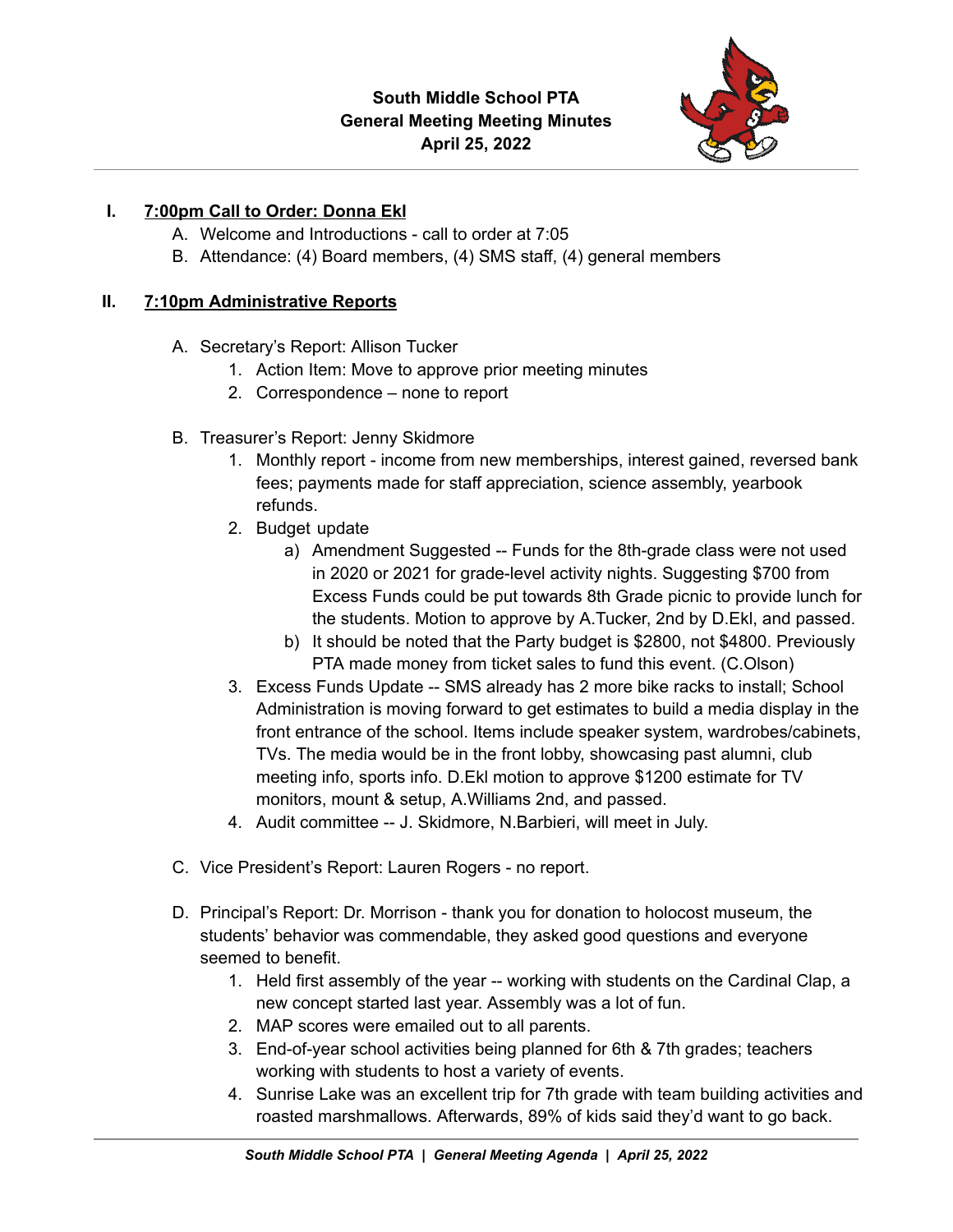# South Middle School PTA
## General Meeting Meeting Minutes
### April 25, 2022

I. **7:00pm Call to Order: Donna Ekl**
   A. Welcome and Introductions - call to order at 7:05
   B. Attendance: (4) Board members, (4) SMS staff, (4) general members

II. **7:10pm Administrative Reports**

   A. Secretary's Report: Allison Tucker
      1. Action Item: Move to approve prior meeting minutes
      2. Correspondence – none to report

   B. Treasurer's Report: Jenny Skidmore
      1. Monthly report - income from new memberships, interest gained, reversed bank fees; payments made for staff appreciation, science assembly, yearbook refunds.
      2. Budget update
         a) Amendment Suggested -- Funds for the 8th-grade class were not used in 2020 or 2021 for grade-level activity nights. Suggesting $700 from Excess Funds could be put towards 8th Grade picnic to provide lunch for the students. Motion to approve by A.Tucker, 2nd by D.Ekl, and passed.
         b) It should be noted that the Party budget is $2800, not $4800. Previously PTA made money from ticket sales to fund this event. (C.Olson)
      3. Excess Funds Update -- SMS already has 2 more bike racks to install; School Administration is moving forward to get estimates to build a media display in the front entrance of the school. Items include speaker system, wardrobes/cabinets, TVs. The media would be in the front lobby, showcasing past alumni, club meeting info, sports info. D.Ekl motion to approve $1200 estimate for TV monitors, mount & setup, A.Williams 2nd, and passed.
      4. Audit committee -- J. Skidmore, N.Barbieri, will meet in July.

   C. Vice President's Report: Lauren Rogers - no report.

   D. Principal's Report: Dr. Morrison - thank you for donation to holocost museum, the students' behavior was commendable, they asked good questions and everyone seemed to benefit.
      1. Held first assembly of the year -- working with students on the Cardinal Clap, a new concept started last year. Assembly was a lot of fun.
      2. MAP scores were emailed out to all parents.
      3. End-of-year school activities being planned for 6th & 7th grades; teachers working with students to host a variety of events.
      4. Sunrise Lake was an excellent trip for 7th grade with team building activities and roasted marshmallows. Afterwards, 89% of kids said they'd want to go back.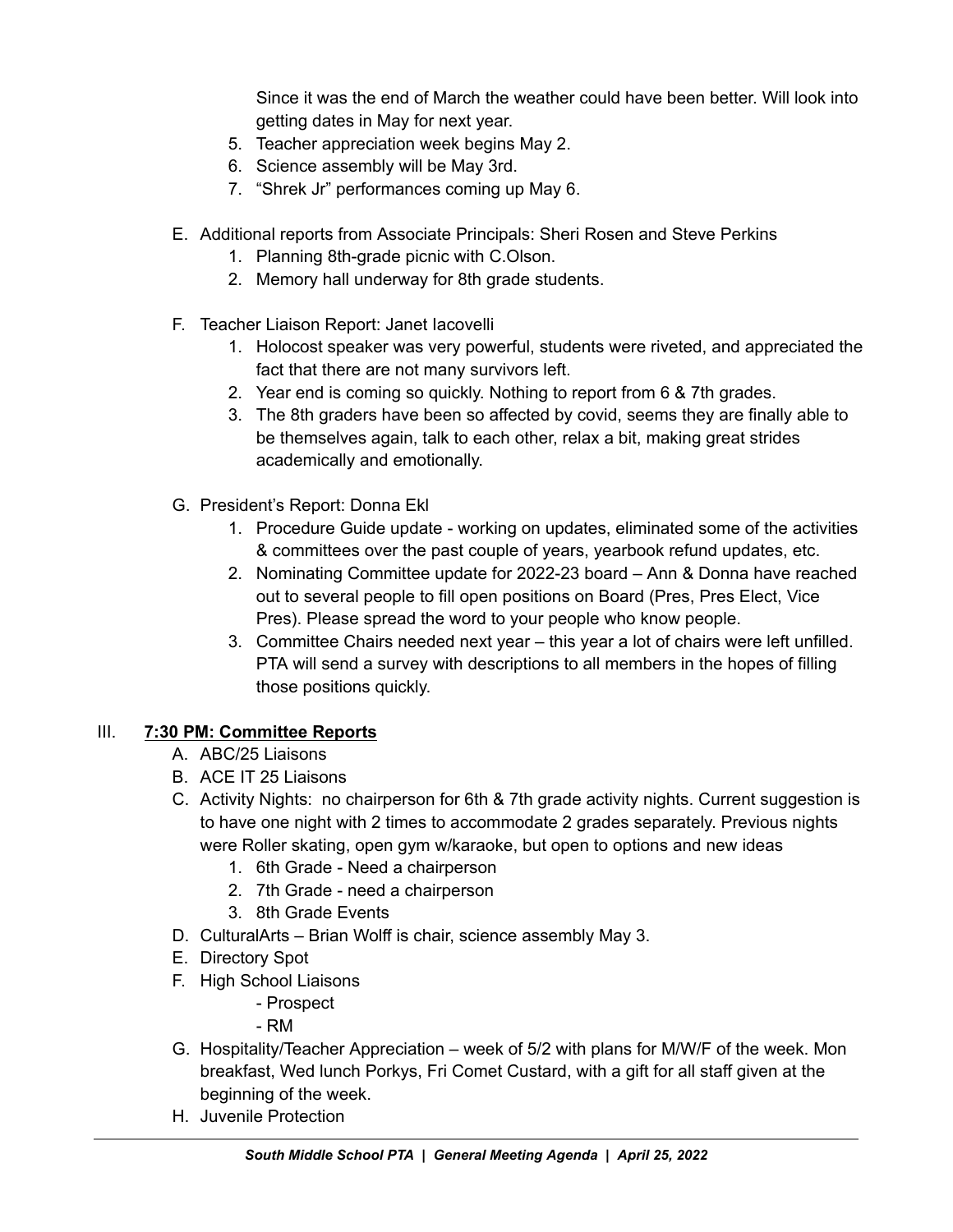Since it was the end of March the weather could have been better. Will look into getting dates in May for next year.

5. Teacher appreciation week begins May 2.
6. Science assembly will be May 3rd.
7. "Shrek Jr" performances coming up May 6.

E. Additional reports from Associate Principals: Sheri Rosen and Steve Perkins
   1. Planning 8th-grade picnic with C.Olson.
   2. Memory hall underway for 8th grade students.

F. Teacher Liaison Report: Janet Iacovelli
   1. Holocost speaker was very powerful, students were riveted, and appreciated the fact that there are not many survivors left.
   2. Year end is coming so quickly. Nothing to report from 6 & 7th grades.
   3. The 8th graders have been so affected by covid, seems they are finally able to be themselves again, talk to each other, relax a bit, making great strides academically and emotionally.

G. President's Report: Donna Ekl
   1. Procedure Guide update - working on updates, eliminated some of the activities & committees over the past couple of years, yearbook refund updates, etc.
   2. Nominating Committee update for 2022-23 board – Ann & Donna have reached out to several people to fill open positions on Board (Pres, Pres Elect, Vice Pres). Please spread the word to your people who know people.
   3. Committee Chairs needed next year – this year a lot of chairs were left unfilled. PTA will send a survey with descriptions to all members in the hopes of filling those positions quickly.

III. **7:30 PM: Committee Reports**

A. ABC/25 Liaisons
B. ACE IT 25 Liaisons
C. Activity Nights: no chairperson for 6th & 7th grade activity nights. Current suggestion is to have one night with 2 times to accommodate 2 grades separately. Previous nights were Roller skating, open gym w/karaoke, but open to options and new ideas
   1. 6th Grade - Need a chairperson
   2. 7th Grade - need a chairperson
   3. 8th Grade Events
D. CulturalArts – Brian Wolff is chair, science assembly May 3.
E. Directory Spot
F. High School Liaisons
   - Prospect
   - RM
G. Hospitality/Teacher Appreciation – week of 5/2 with plans for M/W/F of the week. Mon breakfast, Wed lunch Porkys, Fri Comet Custard, with a gift for all staff given at the beginning of the week.
H. Juvenile Protection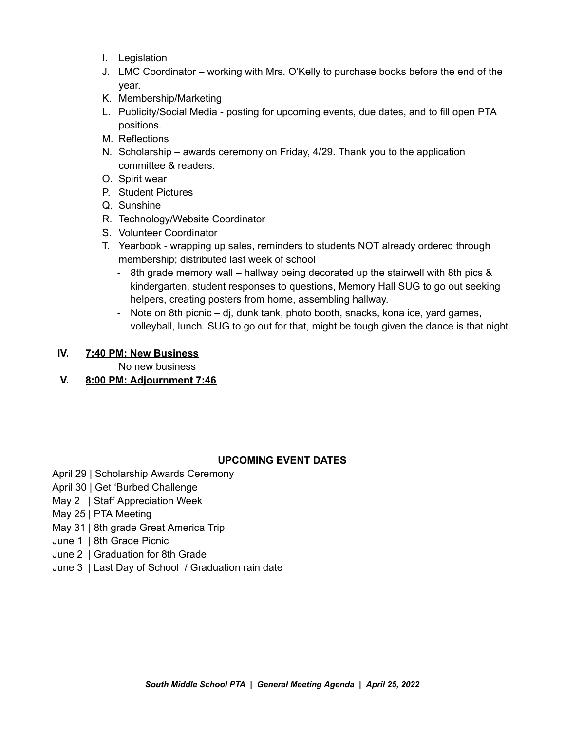I. Legislation
J. LMC Coordinator – working with Mrs. O'Kelly to purchase books before the end of the year.
K. Membership/Marketing
L. Publicity/Social Media - posting for upcoming events, due dates, and to fill open PTA positions.
M. Reflections
N. Scholarship – awards ceremony on Friday, 4/29. Thank you to the application committee & readers.
O. Spirit wear
P. Student Pictures
Q. Sunshine
R. Technology/Website Coordinator
S. Volunteer Coordinator
T. Yearbook - wrapping up sales, reminders to students NOT already ordered through membership; distributed last week of school
   - 8th grade memory wall – hallway being decorated up the stairwell with 8th pics & kindergarten, student responses to questions, Memory Hall SUG to go out seeking helpers, creating posters from home, assembling hallway.
   - Note on 8th picnic – dj, dunk tank, photo booth, snacks, kona ice, yard games, volleyball, lunch. SUG to go out for that, might be tough given the dance is that night.

**IV. 7:40 PM: New Business**

No new business

**V. 8:00 PM: Adjournment 7:46**

---

**UPCOMING EVENT DATES**

April 29 | Scholarship Awards Ceremony
April 30 | Get 'Burbed Challenge
May 2 | Staff Appreciation Week
May 25 | PTA Meeting
May 31 | 8th grade Great America Trip
June 1 | 8th Grade Picnic
June 2 | Graduation for 8th Grade
June 3 | Last Day of School / Graduation rain date